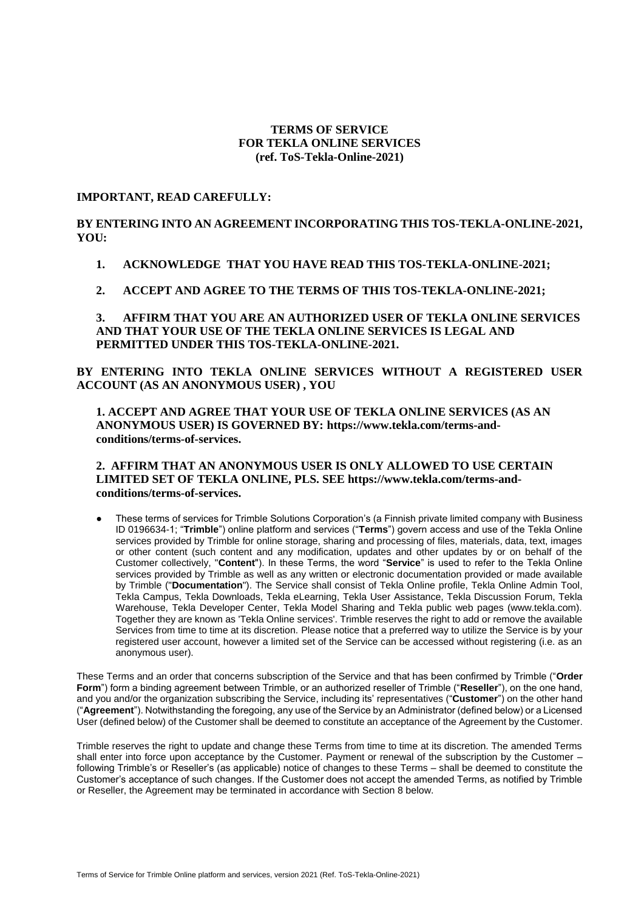# TERMS OF SERVICE FOR TEKLA ONLINE SERVICES (ref. ToS-Tekla-Online-2021)

**IMPORTANT, READ CAREFULLY:**

**BY ENTERING INTO AN AGREEMENT INCORPORATING THIS TOS-TEKLA-ONLINE-2021, YOU:**

1. **ACKNOWLEDGE THAT YOU HAVE READ THIS TOS-TEKLA-ONLINE-2021;**

2. **ACCEPT AND AGREE TO THE TERMS OF THIS TOS-TEKLA-ONLINE-2021;**

3. **AFFIRM THAT YOU ARE AN AUTHORIZED USER OF TEKLA ONLINE SERVICES AND THAT YOUR USE OF THE TEKLA ONLINE SERVICES IS LEGAL AND PERMITTED UNDER THIS TOS-TEKLA-ONLINE-2021.**

**BY ENTERING INTO TEKLA ONLINE SERVICES WITHOUT A REGISTERED USER ACCOUNT (AS AN ANONYMOUS USER) , YOU**

**1. ACCEPT AND AGREE THAT YOUR USE OF TEKLA ONLINE SERVICES (AS AN ANONYMOUS USER) IS GOVERNED BY: https://www.tekla.com/terms-and-conditions/terms-of-services.**

**2. AFFIRM THAT AN ANONYMOUS USER IS ONLY ALLOWED TO USE CERTAIN LIMITED SET OF TEKLA ONLINE, PLS. SEE https://www.tekla.com/terms-and-conditions/terms-of-services.**

- These terms of services for Trimble Solutions Corporation's (a Finnish private limited company with Business ID 0196634-1; "**Trimble**") online platform and services ("**Terms**") govern access and use of the Tekla Online services provided by Trimble for online storage, sharing and processing of files, materials, data, text, images or other content (such content and any modification, updates and other updates by or on behalf of the Customer collectively, "**Content**"). In these Terms, the word "**Service**" is used to refer to the Tekla Online services provided by Trimble as well as any written or electronic documentation provided or made available by Trimble ("**Documentation**"). The Service shall consist of Tekla Online profile, Tekla Online Admin Tool, Tekla Campus, Tekla Downloads, Tekla eLearning, Tekla User Assistance, Tekla Discussion Forum, Tekla Warehouse, Tekla Developer Center, Tekla Model Sharing and Tekla public web pages (www.tekla.com). Together they are known as 'Tekla Online services'. Trimble reserves the right to add or remove the available Services from time to time at its discretion. Please notice that a preferred way to utilize the Service is by your registered user account, however a limited set of the Service can be accessed without registering (i.e. as an anonymous user).

These Terms and an order that concerns subscription of the Service and that has been confirmed by Trimble ("**Order Form**") form a binding agreement between Trimble, or an authorized reseller of Trimble ("**Reseller**"), on the one hand, and you and/or the organization subscribing the Service, including its' representatives ("**Customer**") on the other hand ("**Agreement**"). Notwithstanding the foregoing, any use of the Service by an Administrator (defined below) or a Licensed User (defined below) of the Customer shall be deemed to constitute an acceptance of the Agreement by the Customer.

Trimble reserves the right to update and change these Terms from time to time at its discretion. The amended Terms shall enter into force upon acceptance by the Customer. Payment or renewal of the subscription by the Customer – following Trimble's or Reseller's (as applicable) notice of changes to these Terms – shall be deemed to constitute the Customer's acceptance of such changes. If the Customer does not accept the amended Terms, as notified by Trimble or Reseller, the Agreement may be terminated in accordance with Section 8 below.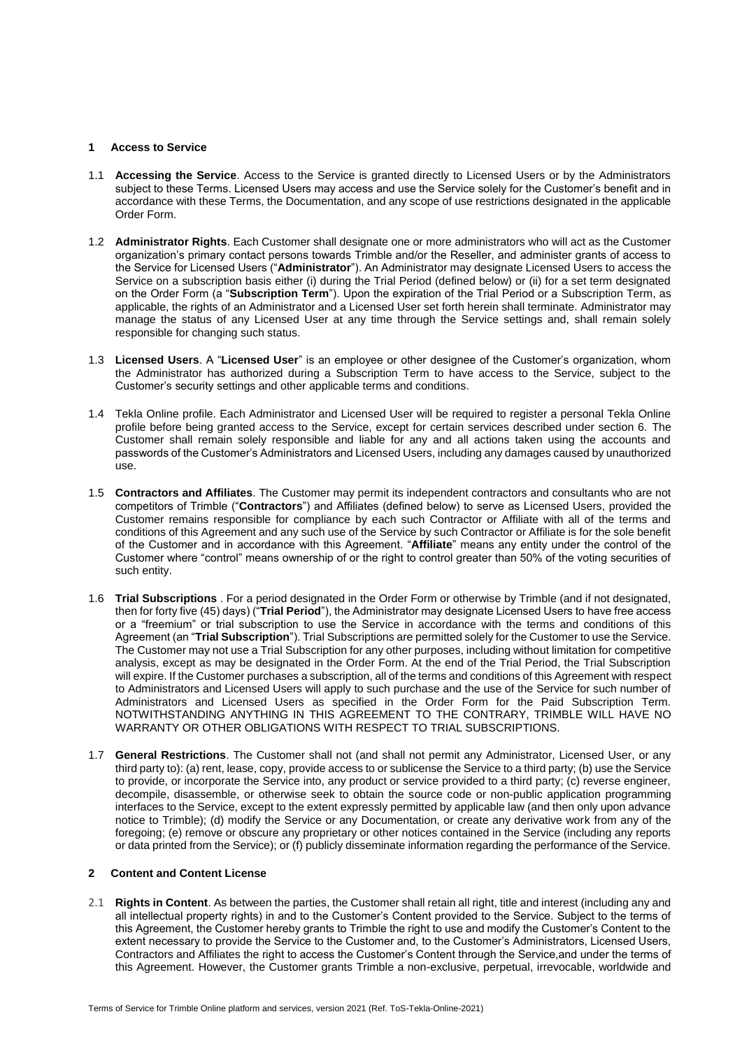## 1 Access to Service

1.1 **Accessing the Service**. Access to the Service is granted directly to Licensed Users or by the Administrators subject to these Terms. Licensed Users may access and use the Service solely for the Customer's benefit and in accordance with these Terms, the Documentation, and any scope of use restrictions designated in the applicable Order Form.

1.2 **Administrator Rights**. Each Customer shall designate one or more administrators who will act as the Customer organization's primary contact persons towards Trimble and/or the Reseller, and administer grants of access to the Service for Licensed Users ("**Administrator**"). An Administrator may designate Licensed Users to access the Service on a subscription basis either (i) during the Trial Period (defined below) or (ii) for a set term designated on the Order Form (a "**Subscription Term**"). Upon the expiration of the Trial Period or a Subscription Term, as applicable, the rights of an Administrator and a Licensed User set forth herein shall terminate. Administrator may manage the status of any Licensed User at any time through the Service settings and, shall remain solely responsible for changing such status.

1.3 **Licensed Users**. A "**Licensed User**" is an employee or other designee of the Customer's organization, whom the Administrator has authorized during a Subscription Term to have access to the Service, subject to the Customer's security settings and other applicable terms and conditions.

1.4 Tekla Online profile. Each Administrator and Licensed User will be required to register a personal Tekla Online profile before being granted access to the Service, except for certain services described under section 6. The Customer shall remain solely responsible and liable for any and all actions taken using the accounts and passwords of the Customer's Administrators and Licensed Users, including any damages caused by unauthorized use.

1.5 **Contractors and Affiliates**. The Customer may permit its independent contractors and consultants who are not competitors of Trimble ("**Contractors**") and Affiliates (defined below) to serve as Licensed Users, provided the Customer remains responsible for compliance by each such Contractor or Affiliate with all of the terms and conditions of this Agreement and any such use of the Service by such Contractor or Affiliate is for the sole benefit of the Customer and in accordance with this Agreement. "**Affiliate**" means any entity under the control of the Customer where "control" means ownership of or the right to control greater than 50% of the voting securities of such entity.

1.6 **Trial Subscriptions** . For a period designated in the Order Form or otherwise by Trimble (and if not designated, then for forty five (45) days) ("**Trial Period**"), the Administrator may designate Licensed Users to have free access or a "freemium" or trial subscription to use the Service in accordance with the terms and conditions of this Agreement (an "**Trial Subscription**"). Trial Subscriptions are permitted solely for the Customer to use the Service. The Customer may not use a Trial Subscription for any other purposes, including without limitation for competitive analysis, except as may be designated in the Order Form. At the end of the Trial Period, the Trial Subscription will expire. If the Customer purchases a subscription, all of the terms and conditions of this Agreement with respect to Administrators and Licensed Users will apply to such purchase and the use of the Service for such number of Administrators and Licensed Users as specified in the Order Form for the Paid Subscription Term. NOTWITHSTANDING ANYTHING IN THIS AGREEMENT TO THE CONTRARY, TRIMBLE WILL HAVE NO WARRANTY OR OTHER OBLIGATIONS WITH RESPECT TO TRIAL SUBSCRIPTIONS.

1.7 **General Restrictions**. The Customer shall not (and shall not permit any Administrator, Licensed User, or any third party to): (a) rent, lease, copy, provide access to or sublicense the Service to a third party; (b) use the Service to provide, or incorporate the Service into, any product or service provided to a third party; (c) reverse engineer, decompile, disassemble, or otherwise seek to obtain the source code or non-public application programming interfaces to the Service, except to the extent expressly permitted by applicable law (and then only upon advance notice to Trimble); (d) modify the Service or any Documentation, or create any derivative work from any of the foregoing; (e) remove or obscure any proprietary or other notices contained in the Service (including any reports or data printed from the Service); or (f) publicly disseminate information regarding the performance of the Service.

## 2 Content and Content License

2.1 **Rights in Content**. As between the parties, the Customer shall retain all right, title and interest (including any and all intellectual property rights) in and to the Customer's Content provided to the Service. Subject to the terms of this Agreement, the Customer hereby grants to Trimble the right to use and modify the Customer's Content to the extent necessary to provide the Service to the Customer and, to the Customer's Administrators, Licensed Users, Contractors and Affiliates the right to access the Customer's Content through the Service,and under the terms of this Agreement. However, the Customer grants Trimble a non-exclusive, perpetual, irrevocable, worldwide and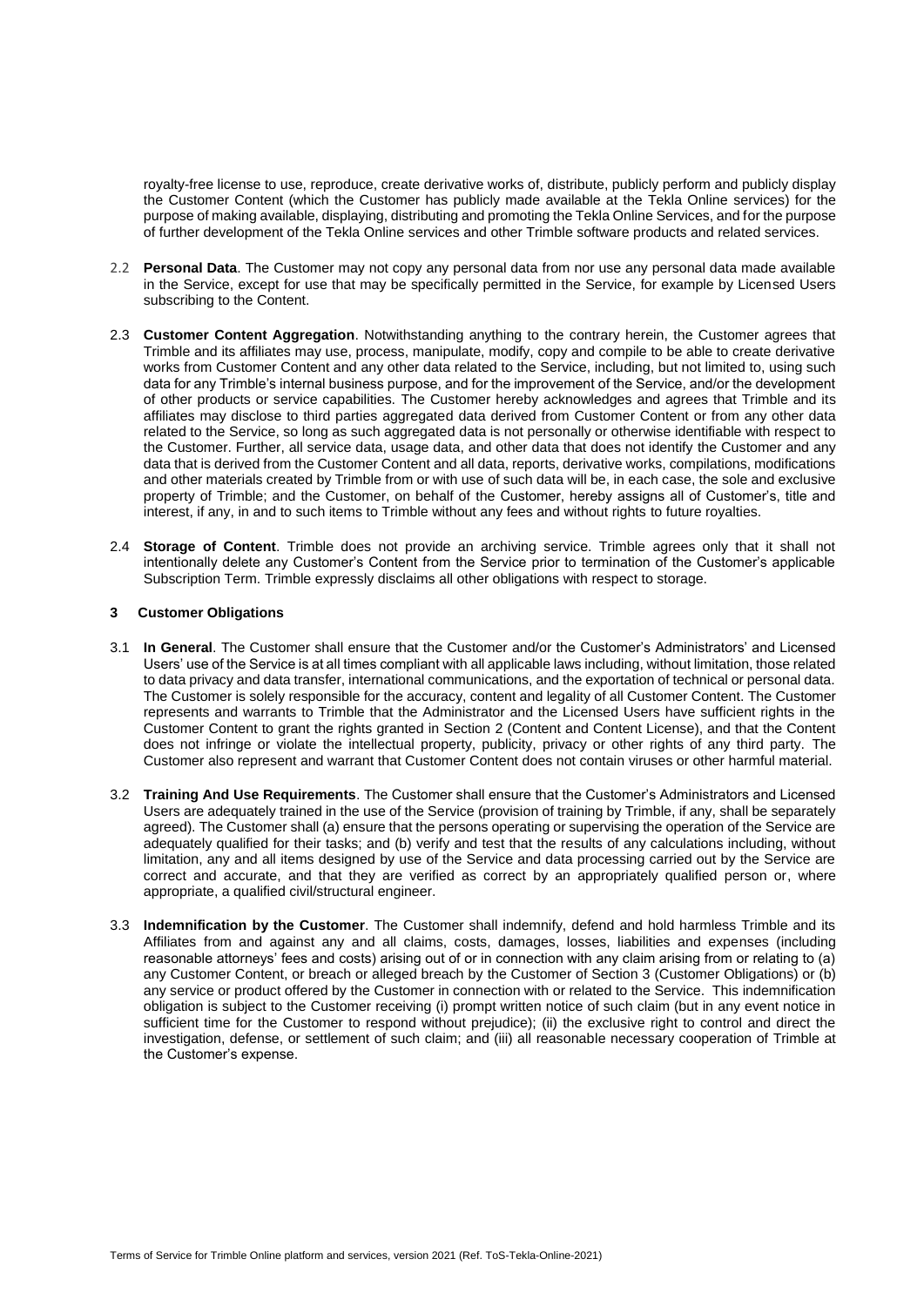royalty-free license to use, reproduce, create derivative works of, distribute, publicly perform and publicly display the Customer Content (which the Customer has publicly made available at the Tekla Online services) for the purpose of making available, displaying, distributing and promoting the Tekla Online Services, and for the purpose of further development of the Tekla Online services and other Trimble software products and related services.

2.2 **Personal Data**. The Customer may not copy any personal data from nor use any personal data made available in the Service, except for use that may be specifically permitted in the Service, for example by Licensed Users subscribing to the Content.

2.3 **Customer Content Aggregation**. Notwithstanding anything to the contrary herein, the Customer agrees that Trimble and its affiliates may use, process, manipulate, modify, copy and compile to be able to create derivative works from Customer Content and any other data related to the Service, including, but not limited to, using such data for any Trimble's internal business purpose, and for the improvement of the Service, and/or the development of other products or service capabilities. The Customer hereby acknowledges and agrees that Trimble and its affiliates may disclose to third parties aggregated data derived from Customer Content or from any other data related to the Service, so long as such aggregated data is not personally or otherwise identifiable with respect to the Customer. Further, all service data, usage data, and other data that does not identify the Customer and any data that is derived from the Customer Content and all data, reports, derivative works, compilations, modifications and other materials created by Trimble from or with use of such data will be, in each case, the sole and exclusive property of Trimble; and the Customer, on behalf of the Customer, hereby assigns all of Customer's, title and interest, if any, in and to such items to Trimble without any fees and without rights to future royalties.

2.4 **Storage of Content**. Trimble does not provide an archiving service. Trimble agrees only that it shall not intentionally delete any Customer's Content from the Service prior to termination of the Customer's applicable Subscription Term. Trimble expressly disclaims all other obligations with respect to storage.

## 3 Customer Obligations

3.1 **In General**. The Customer shall ensure that the Customer and/or the Customer's Administrators' and Licensed Users' use of the Service is at all times compliant with all applicable laws including, without limitation, those related to data privacy and data transfer, international communications, and the exportation of technical or personal data. The Customer is solely responsible for the accuracy, content and legality of all Customer Content. The Customer represents and warrants to Trimble that the Administrator and the Licensed Users have sufficient rights in the Customer Content to grant the rights granted in Section 2 (Content and Content License), and that the Content does not infringe or violate the intellectual property, publicity, privacy or other rights of any third party. The Customer also represent and warrant that Customer Content does not contain viruses or other harmful material.

3.2 **Training And Use Requirements**. The Customer shall ensure that the Customer's Administrators and Licensed Users are adequately trained in the use of the Service (provision of training by Trimble, if any, shall be separately agreed). The Customer shall (a) ensure that the persons operating or supervising the operation of the Service are adequately qualified for their tasks; and (b) verify and test that the results of any calculations including, without limitation, any and all items designed by use of the Service and data processing carried out by the Service are correct and accurate, and that they are verified as correct by an appropriately qualified person or, where appropriate, a qualified civil/structural engineer.

3.3 **Indemnification by the Customer**. The Customer shall indemnify, defend and hold harmless Trimble and its Affiliates from and against any and all claims, costs, damages, losses, liabilities and expenses (including reasonable attorneys' fees and costs) arising out of or in connection with any claim arising from or relating to (a) any Customer Content, or breach or alleged breach by the Customer of Section 3 (Customer Obligations) or (b) any service or product offered by the Customer in connection with or related to the Service. This indemnification obligation is subject to the Customer receiving (i) prompt written notice of such claim (but in any event notice in sufficient time for the Customer to respond without prejudice); (ii) the exclusive right to control and direct the investigation, defense, or settlement of such claim; and (iii) all reasonable necessary cooperation of Trimble at the Customer's expense.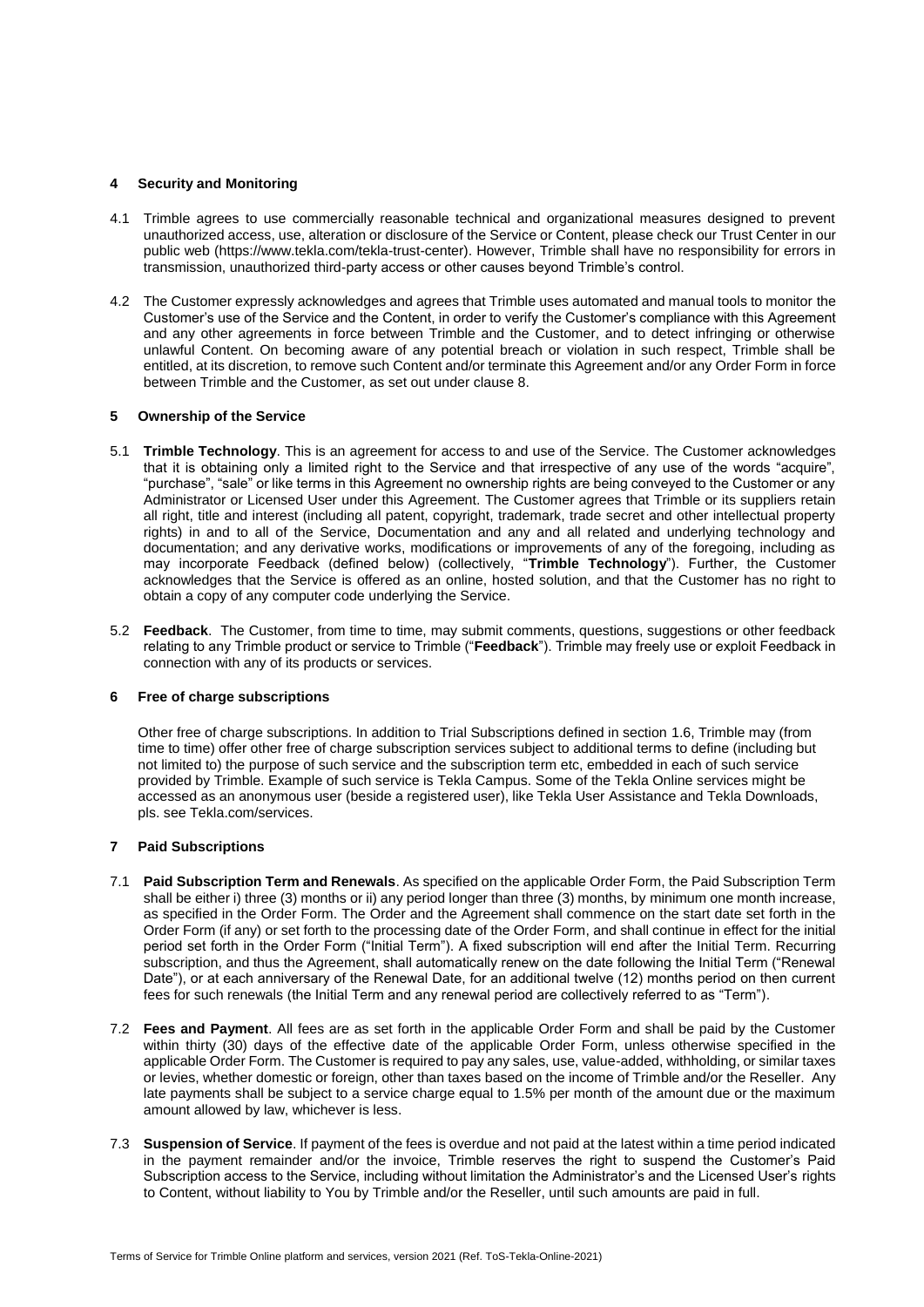## 4 Security and Monitoring

4.1 Trimble agrees to use commercially reasonable technical and organizational measures designed to prevent unauthorized access, use, alteration or disclosure of the Service or Content, please check our Trust Center in our public web (https://www.tekla.com/tekla-trust-center). However, Trimble shall have no responsibility for errors in transmission, unauthorized third-party access or other causes beyond Trimble's control.

4.2 The Customer expressly acknowledges and agrees that Trimble uses automated and manual tools to monitor the Customer's use of the Service and the Content, in order to verify the Customer's compliance with this Agreement and any other agreements in force between Trimble and the Customer, and to detect infringing or otherwise unlawful Content. On becoming aware of any potential breach or violation in such respect, Trimble shall be entitled, at its discretion, to remove such Content and/or terminate this Agreement and/or any Order Form in force between Trimble and the Customer, as set out under clause 8.

## 5 Ownership of the Service

5.1 **Trimble Technology**. This is an agreement for access to and use of the Service. The Customer acknowledges that it is obtaining only a limited right to the Service and that irrespective of any use of the words "acquire", "purchase", "sale" or like terms in this Agreement no ownership rights are being conveyed to the Customer or any Administrator or Licensed User under this Agreement. The Customer agrees that Trimble or its suppliers retain all right, title and interest (including all patent, copyright, trademark, trade secret and other intellectual property rights) in and to all of the Service, Documentation and any and all related and underlying technology and documentation; and any derivative works, modifications or improvements of any of the foregoing, including as may incorporate Feedback (defined below) (collectively, "**Trimble Technology**"). Further, the Customer acknowledges that the Service is offered as an online, hosted solution, and that the Customer has no right to obtain a copy of any computer code underlying the Service.

5.2 **Feedback**. The Customer, from time to time, may submit comments, questions, suggestions or other feedback relating to any Trimble product or service to Trimble ("**Feedback**"). Trimble may freely use or exploit Feedback in connection with any of its products or services.

## 6 Free of charge subscriptions

Other free of charge subscriptions. In addition to Trial Subscriptions defined in section 1.6, Trimble may (from time to time) offer other free of charge subscription services subject to additional terms to define (including but not limited to) the purpose of such service and the subscription term etc, embedded in each of such service provided by Trimble. Example of such service is Tekla Campus. Some of the Tekla Online services might be accessed as an anonymous user (beside a registered user), like Tekla User Assistance and Tekla Downloads, pls. see Tekla.com/services.

## 7 Paid Subscriptions

7.1 **Paid Subscription Term and Renewals**. As specified on the applicable Order Form, the Paid Subscription Term shall be either i) three (3) months or ii) any period longer than three (3) months, by minimum one month increase, as specified in the Order Form. The Order and the Agreement shall commence on the start date set forth in the Order Form (if any) or set forth to the processing date of the Order Form, and shall continue in effect for the initial period set forth in the Order Form ("Initial Term"). A fixed subscription will end after the Initial Term. Recurring subscription, and thus the Agreement, shall automatically renew on the date following the Initial Term ("Renewal Date"), or at each anniversary of the Renewal Date, for an additional twelve (12) months period on then current fees for such renewals (the Initial Term and any renewal period are collectively referred to as "Term").

7.2 **Fees and Payment**. All fees are as set forth in the applicable Order Form and shall be paid by the Customer within thirty (30) days of the effective date of the applicable Order Form, unless otherwise specified in the applicable Order Form. The Customer is required to pay any sales, use, value-added, withholding, or similar taxes or levies, whether domestic or foreign, other than taxes based on the income of Trimble and/or the Reseller. Any late payments shall be subject to a service charge equal to 1.5% per month of the amount due or the maximum amount allowed by law, whichever is less.

7.3 **Suspension of Service**. If payment of the fees is overdue and not paid at the latest within a time period indicated in the payment remainder and/or the invoice, Trimble reserves the right to suspend the Customer's Paid Subscription access to the Service, including without limitation the Administrator's and the Licensed User's rights to Content, without liability to You by Trimble and/or the Reseller, until such amounts are paid in full.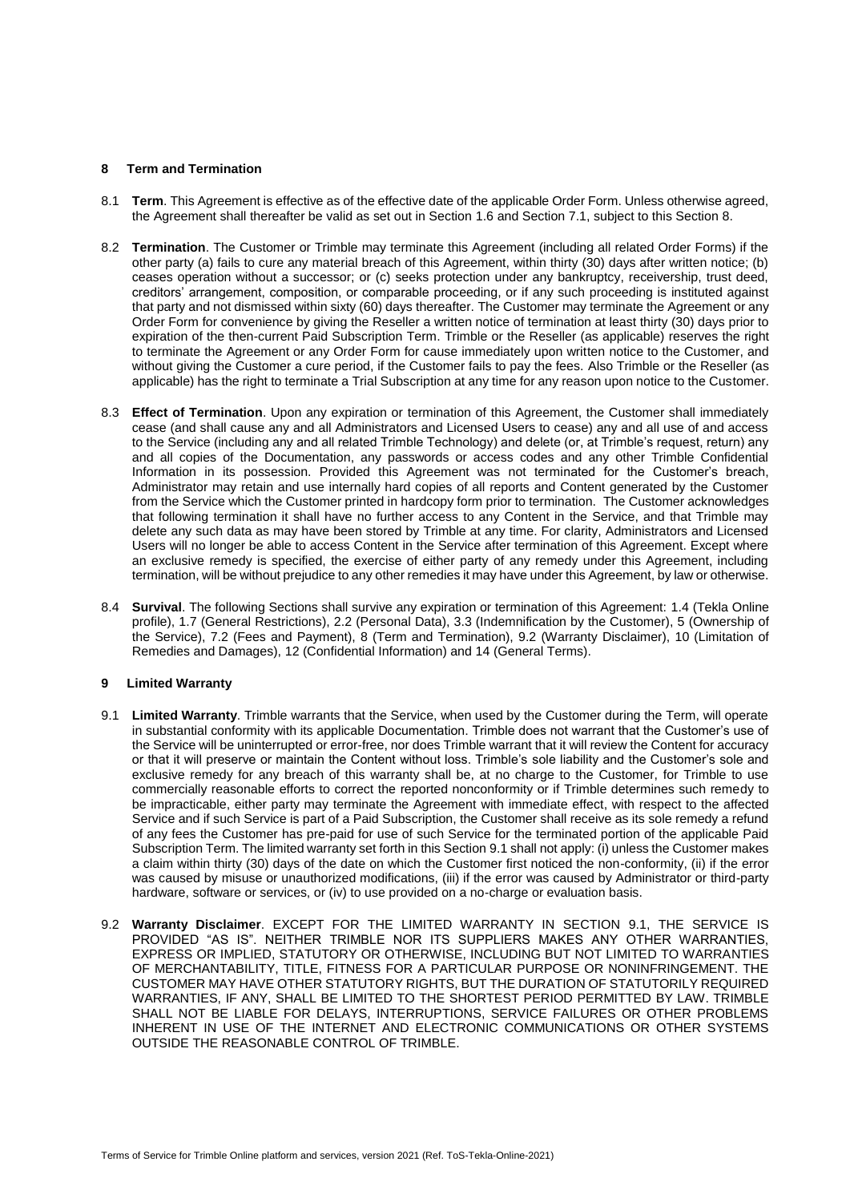## 8 Term and Termination

8.1 **Term**. This Agreement is effective as of the effective date of the applicable Order Form. Unless otherwise agreed, the Agreement shall thereafter be valid as set out in Section 1.6 and Section 7.1, subject to this Section 8.

8.2 **Termination**. The Customer or Trimble may terminate this Agreement (including all related Order Forms) if the other party (a) fails to cure any material breach of this Agreement, within thirty (30) days after written notice; (b) ceases operation without a successor; or (c) seeks protection under any bankruptcy, receivership, trust deed, creditors' arrangement, composition, or comparable proceeding, or if any such proceeding is instituted against that party and not dismissed within sixty (60) days thereafter. The Customer may terminate the Agreement or any Order Form for convenience by giving the Reseller a written notice of termination at least thirty (30) days prior to expiration of the then-current Paid Subscription Term. Trimble or the Reseller (as applicable) reserves the right to terminate the Agreement or any Order Form for cause immediately upon written notice to the Customer, and without giving the Customer a cure period, if the Customer fails to pay the fees. Also Trimble or the Reseller (as applicable) has the right to terminate a Trial Subscription at any time for any reason upon notice to the Customer.

8.3 **Effect of Termination**. Upon any expiration or termination of this Agreement, the Customer shall immediately cease (and shall cause any and all Administrators and Licensed Users to cease) any and all use of and access to the Service (including any and all related Trimble Technology) and delete (or, at Trimble's request, return) any and all copies of the Documentation, any passwords or access codes and any other Trimble Confidential Information in its possession. Provided this Agreement was not terminated for the Customer's breach, Administrator may retain and use internally hard copies of all reports and Content generated by the Customer from the Service which the Customer printed in hardcopy form prior to termination. The Customer acknowledges that following termination it shall have no further access to any Content in the Service, and that Trimble may delete any such data as may have been stored by Trimble at any time. For clarity, Administrators and Licensed Users will no longer be able to access Content in the Service after termination of this Agreement. Except where an exclusive remedy is specified, the exercise of either party of any remedy under this Agreement, including termination, will be without prejudice to any other remedies it may have under this Agreement, by law or otherwise.

8.4 **Survival**. The following Sections shall survive any expiration or termination of this Agreement: 1.4 (Tekla Online profile), 1.7 (General Restrictions), 2.2 (Personal Data), 3.3 (Indemnification by the Customer), 5 (Ownership of the Service), 7.2 (Fees and Payment), 8 (Term and Termination), 9.2 (Warranty Disclaimer), 10 (Limitation of Remedies and Damages), 12 (Confidential Information) and 14 (General Terms).

## 9 Limited Warranty

9.1 **Limited Warranty**. Trimble warrants that the Service, when used by the Customer during the Term, will operate in substantial conformity with its applicable Documentation. Trimble does not warrant that the Customer's use of the Service will be uninterrupted or error-free, nor does Trimble warrant that it will review the Content for accuracy or that it will preserve or maintain the Content without loss. Trimble's sole liability and the Customer's sole and exclusive remedy for any breach of this warranty shall be, at no charge to the Customer, for Trimble to use commercially reasonable efforts to correct the reported nonconformity or if Trimble determines such remedy to be impracticable, either party may terminate the Agreement with immediate effect, with respect to the affected Service and if such Service is part of a Paid Subscription, the Customer shall receive as its sole remedy a refund of any fees the Customer has pre-paid for use of such Service for the terminated portion of the applicable Paid Subscription Term. The limited warranty set forth in this Section 9.1 shall not apply: (i) unless the Customer makes a claim within thirty (30) days of the date on which the Customer first noticed the non-conformity, (ii) if the error was caused by misuse or unauthorized modifications, (iii) if the error was caused by Administrator or third-party hardware, software or services, or (iv) to use provided on a no-charge or evaluation basis.

9.2 **Warranty Disclaimer**. EXCEPT FOR THE LIMITED WARRANTY IN SECTION 9.1, THE SERVICE IS PROVIDED "AS IS". NEITHER TRIMBLE NOR ITS SUPPLIERS MAKES ANY OTHER WARRANTIES, EXPRESS OR IMPLIED, STATUTORY OR OTHERWISE, INCLUDING BUT NOT LIMITED TO WARRANTIES OF MERCHANTABILITY, TITLE, FITNESS FOR A PARTICULAR PURPOSE OR NONINFRINGEMENT. THE CUSTOMER MAY HAVE OTHER STATUTORY RIGHTS, BUT THE DURATION OF STATUTORILY REQUIRED WARRANTIES, IF ANY, SHALL BE LIMITED TO THE SHORTEST PERIOD PERMITTED BY LAW. TRIMBLE SHALL NOT BE LIABLE FOR DELAYS, INTERRUPTIONS, SERVICE FAILURES OR OTHER PROBLEMS INHERENT IN USE OF THE INTERNET AND ELECTRONIC COMMUNICATIONS OR OTHER SYSTEMS OUTSIDE THE REASONABLE CONTROL OF TRIMBLE.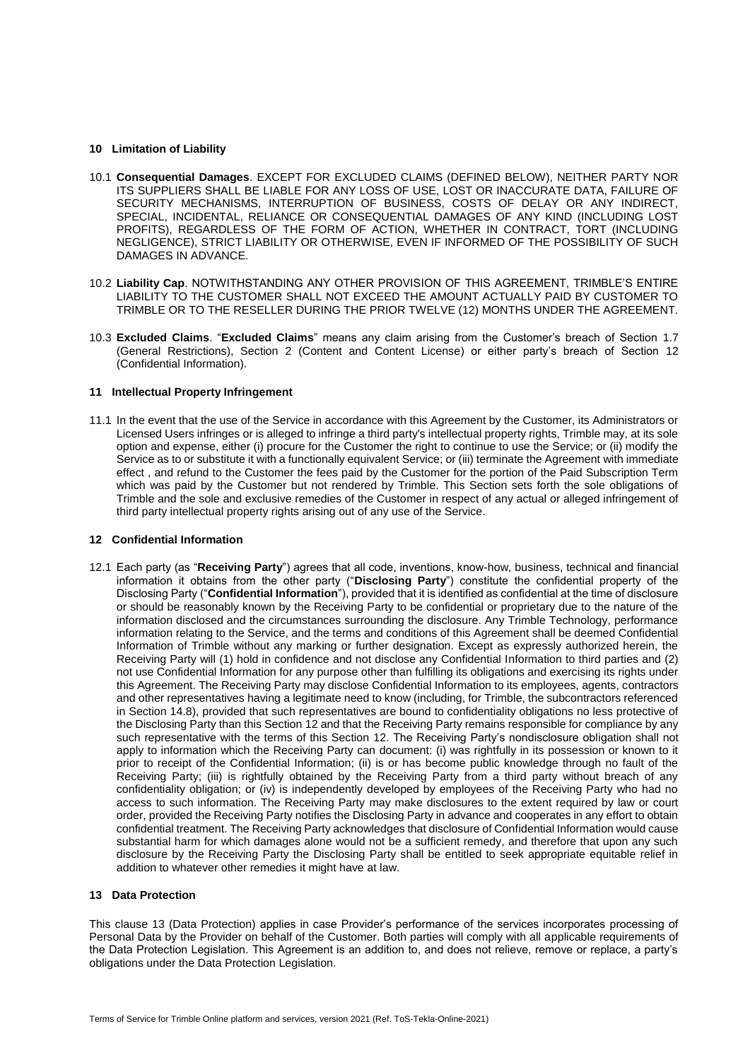## 10 Limitation of Liability

10.1 **Consequential Damages**. EXCEPT FOR EXCLUDED CLAIMS (DEFINED BELOW), NEITHER PARTY NOR ITS SUPPLIERS SHALL BE LIABLE FOR ANY LOSS OF USE, LOST OR INACCURATE DATA, FAILURE OF SECURITY MECHANISMS, INTERRUPTION OF BUSINESS, COSTS OF DELAY OR ANY INDIRECT, SPECIAL, INCIDENTAL, RELIANCE OR CONSEQUENTIAL DAMAGES OF ANY KIND (INCLUDING LOST PROFITS), REGARDLESS OF THE FORM OF ACTION, WHETHER IN CONTRACT, TORT (INCLUDING NEGLIGENCE), STRICT LIABILITY OR OTHERWISE, EVEN IF INFORMED OF THE POSSIBILITY OF SUCH DAMAGES IN ADVANCE.

10.2 **Liability Cap**. NOTWITHSTANDING ANY OTHER PROVISION OF THIS AGREEMENT, TRIMBLE'S ENTIRE LIABILITY TO THE CUSTOMER SHALL NOT EXCEED THE AMOUNT ACTUALLY PAID BY CUSTOMER TO TRIMBLE OR TO THE RESELLER DURING THE PRIOR TWELVE (12) MONTHS UNDER THE AGREEMENT.

10.3 **Excluded Claims**. "**Excluded Claims**" means any claim arising from the Customer's breach of Section 1.7 (General Restrictions), Section 2 (Content and Content License) or either party's breach of Section 12 (Confidential Information).

## 11 Intellectual Property Infringement

11.1 In the event that the use of the Service in accordance with this Agreement by the Customer, its Administrators or Licensed Users infringes or is alleged to infringe a third party's intellectual property rights, Trimble may, at its sole option and expense, either (i) procure for the Customer the right to continue to use the Service; or (ii) modify the Service as to or substitute it with a functionally equivalent Service; or (iii) terminate the Agreement with immediate effect , and refund to the Customer the fees paid by the Customer for the portion of the Paid Subscription Term which was paid by the Customer but not rendered by Trimble. This Section sets forth the sole obligations of Trimble and the sole and exclusive remedies of the Customer in respect of any actual or alleged infringement of third party intellectual property rights arising out of any use of the Service.

## 12 Confidential Information

12.1 Each party (as "**Receiving Party**") agrees that all code, inventions, know-how, business, technical and financial information it obtains from the other party ("**Disclosing Party**") constitute the confidential property of the Disclosing Party ("**Confidential Information**"), provided that it is identified as confidential at the time of disclosure or should be reasonably known by the Receiving Party to be confidential or proprietary due to the nature of the information disclosed and the circumstances surrounding the disclosure. Any Trimble Technology, performance information relating to the Service, and the terms and conditions of this Agreement shall be deemed Confidential Information of Trimble without any marking or further designation. Except as expressly authorized herein, the Receiving Party will (1) hold in confidence and not disclose any Confidential Information to third parties and (2) not use Confidential Information for any purpose other than fulfilling its obligations and exercising its rights under this Agreement. The Receiving Party may disclose Confidential Information to its employees, agents, contractors and other representatives having a legitimate need to know (including, for Trimble, the subcontractors referenced in Section 14.8), provided that such representatives are bound to confidentiality obligations no less protective of the Disclosing Party than this Section 12 and that the Receiving Party remains responsible for compliance by any such representative with the terms of this Section 12. The Receiving Party's nondisclosure obligation shall not apply to information which the Receiving Party can document: (i) was rightfully in its possession or known to it prior to receipt of the Confidential Information; (ii) is or has become public knowledge through no fault of the Receiving Party; (iii) is rightfully obtained by the Receiving Party from a third party without breach of any confidentiality obligation; or (iv) is independently developed by employees of the Receiving Party who had no access to such information. The Receiving Party may make disclosures to the extent required by law or court order, provided the Receiving Party notifies the Disclosing Party in advance and cooperates in any effort to obtain confidential treatment. The Receiving Party acknowledges that disclosure of Confidential Information would cause substantial harm for which damages alone would not be a sufficient remedy, and therefore that upon any such disclosure by the Receiving Party the Disclosing Party shall be entitled to seek appropriate equitable relief in addition to whatever other remedies it might have at law.

## 13 Data Protection

This clause 13 (Data Protection) applies in case Provider's performance of the services incorporates processing of Personal Data by the Provider on behalf of the Customer. Both parties will comply with all applicable requirements of the Data Protection Legislation. This Agreement is an addition to, and does not relieve, remove or replace, a party's obligations under the Data Protection Legislation.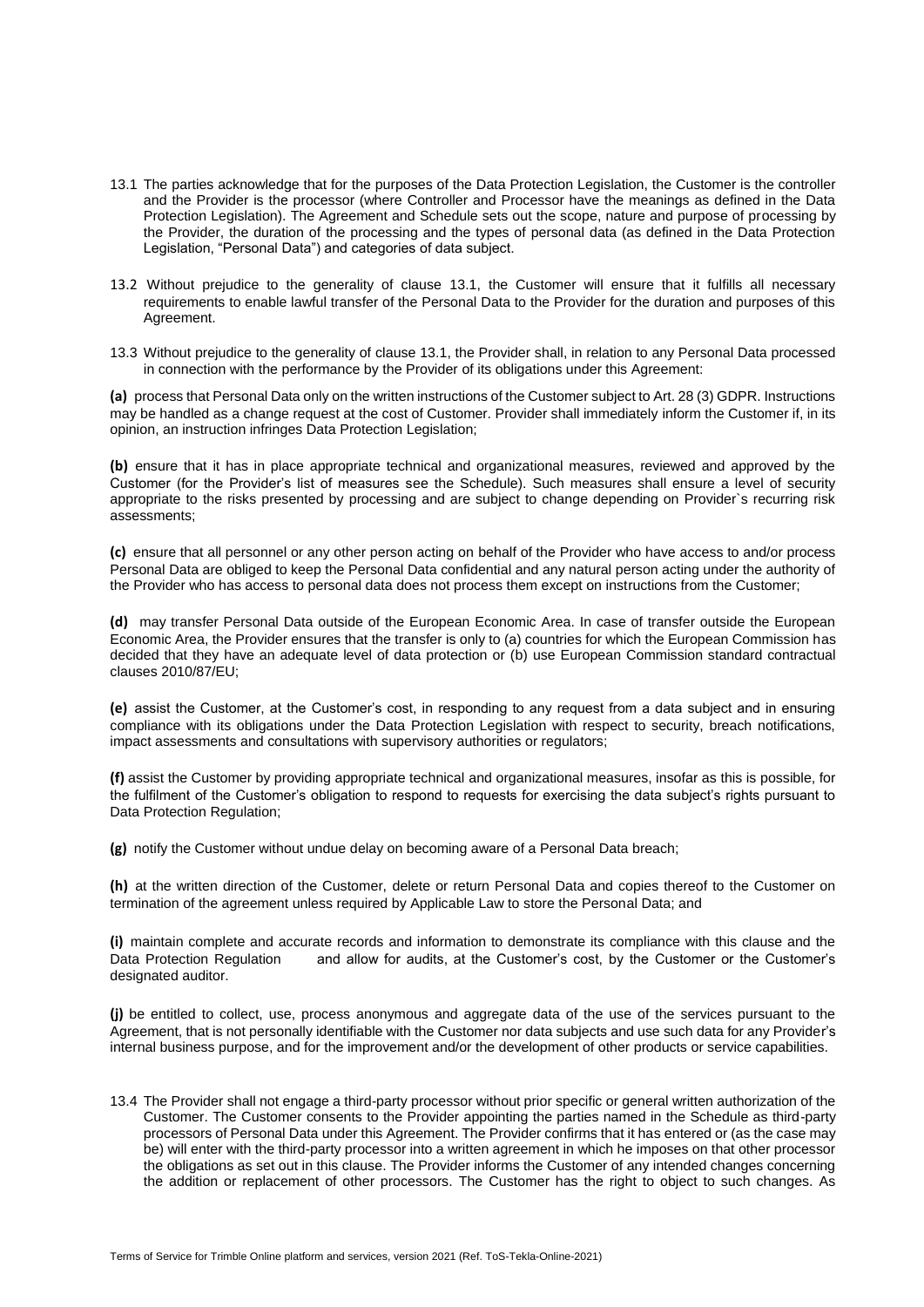13.1 The parties acknowledge that for the purposes of the Data Protection Legislation, the Customer is the controller and the Provider is the processor (where Controller and Processor have the meanings as defined in the Data Protection Legislation). The Agreement and Schedule sets out the scope, nature and purpose of processing by the Provider, the duration of the processing and the types of personal data (as defined in the Data Protection Legislation, "Personal Data") and categories of data subject.

13.2 Without prejudice to the generality of clause 13.1, the Customer will ensure that it fulfills all necessary requirements to enable lawful transfer of the Personal Data to the Provider for the duration and purposes of this Agreement.

13.3 Without prejudice to the generality of clause 13.1, the Provider shall, in relation to any Personal Data processed in connection with the performance by the Provider of its obligations under this Agreement:

**(a)** process that Personal Data only on the written instructions of the Customer subject to Art. 28 (3) GDPR. Instructions may be handled as a change request at the cost of Customer. Provider shall immediately inform the Customer if, in its opinion, an instruction infringes Data Protection Legislation;

**(b)** ensure that it has in place appropriate technical and organizational measures, reviewed and approved by the Customer (for the Provider's list of measures see the Schedule). Such measures shall ensure a level of security appropriate to the risks presented by processing and are subject to change depending on Provider`s recurring risk assessments;

**(c)** ensure that all personnel or any other person acting on behalf of the Provider who have access to and/or process Personal Data are obliged to keep the Personal Data confidential and any natural person acting under the authority of the Provider who has access to personal data does not process them except on instructions from the Customer;

**(d)** may transfer Personal Data outside of the European Economic Area. In case of transfer outside the European Economic Area, the Provider ensures that the transfer is only to (a) countries for which the European Commission has decided that they have an adequate level of data protection or (b) use European Commission standard contractual clauses 2010/87/EU;

**(e)** assist the Customer, at the Customer's cost, in responding to any request from a data subject and in ensuring compliance with its obligations under the Data Protection Legislation with respect to security, breach notifications, impact assessments and consultations with supervisory authorities or regulators;

**(f)** assist the Customer by providing appropriate technical and organizational measures, insofar as this is possible, for the fulfilment of the Customer's obligation to respond to requests for exercising the data subject's rights pursuant to Data Protection Regulation;

**(g)** notify the Customer without undue delay on becoming aware of a Personal Data breach;

**(h)** at the written direction of the Customer, delete or return Personal Data and copies thereof to the Customer on termination of the agreement unless required by Applicable Law to store the Personal Data; and

**(i)** maintain complete and accurate records and information to demonstrate its compliance with this clause and the Data Protection Regulation and allow for audits, at the Customer's cost, by the Customer or the Customer's designated auditor.

**(j)** be entitled to collect, use, process anonymous and aggregate data of the use of the services pursuant to the Agreement, that is not personally identifiable with the Customer nor data subjects and use such data for any Provider's internal business purpose, and for the improvement and/or the development of other products or service capabilities.

13.4 The Provider shall not engage a third-party processor without prior specific or general written authorization of the Customer. The Customer consents to the Provider appointing the parties named in the Schedule as third-party processors of Personal Data under this Agreement. The Provider confirms that it has entered or (as the case may be) will enter with the third-party processor into a written agreement in which he imposes on that other processor the obligations as set out in this clause. The Provider informs the Customer of any intended changes concerning the addition or replacement of other processors. The Customer has the right to object to such changes. As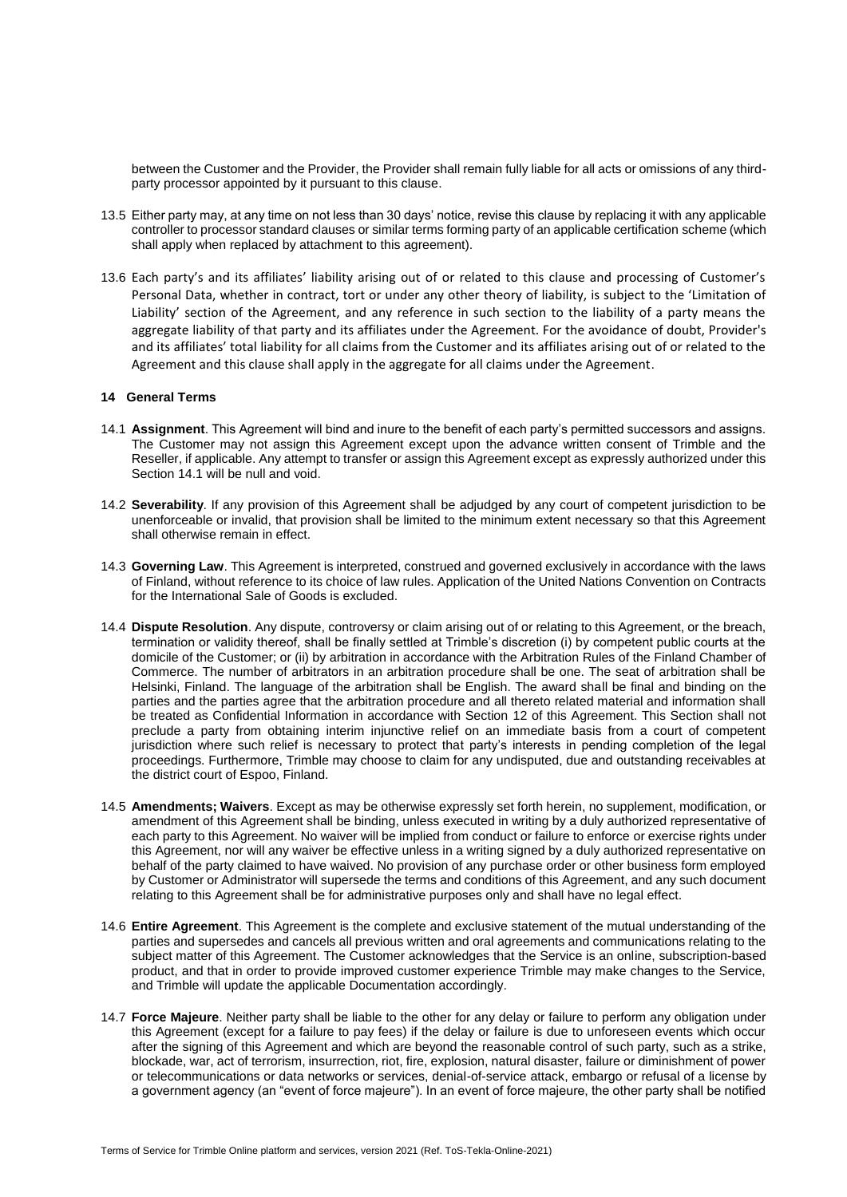between the Customer and the Provider, the Provider shall remain fully liable for all acts or omissions of any third-party processor appointed by it pursuant to this clause.

13.5 Either party may, at any time on not less than 30 days' notice, revise this clause by replacing it with any applicable controller to processor standard clauses or similar terms forming party of an applicable certification scheme (which shall apply when replaced by attachment to this agreement).

13.6 Each party's and its affiliates' liability arising out of or related to this clause and processing of Customer's Personal Data, whether in contract, tort or under any other theory of liability, is subject to the 'Limitation of Liability' section of the Agreement, and any reference in such section to the liability of a party means the aggregate liability of that party and its affiliates under the Agreement. For the avoidance of doubt, Provider's and its affiliates' total liability for all claims from the Customer and its affiliates arising out of or related to the Agreement and this clause shall apply in the aggregate for all claims under the Agreement.

## 14 General Terms

14.1 **Assignment**. This Agreement will bind and inure to the benefit of each party's permitted successors and assigns. The Customer may not assign this Agreement except upon the advance written consent of Trimble and the Reseller, if applicable. Any attempt to transfer or assign this Agreement except as expressly authorized under this Section 14.1 will be null and void.

14.2 **Severability**. If any provision of this Agreement shall be adjudged by any court of competent jurisdiction to be unenforceable or invalid, that provision shall be limited to the minimum extent necessary so that this Agreement shall otherwise remain in effect.

14.3 **Governing Law**. This Agreement is interpreted, construed and governed exclusively in accordance with the laws of Finland, without reference to its choice of law rules. Application of the United Nations Convention on Contracts for the International Sale of Goods is excluded.

14.4 **Dispute Resolution**. Any dispute, controversy or claim arising out of or relating to this Agreement, or the breach, termination or validity thereof, shall be finally settled at Trimble's discretion (i) by competent public courts at the domicile of the Customer; or (ii) by arbitration in accordance with the Arbitration Rules of the Finland Chamber of Commerce. The number of arbitrators in an arbitration procedure shall be one. The seat of arbitration shall be Helsinki, Finland. The language of the arbitration shall be English. The award shall be final and binding on the parties and the parties agree that the arbitration procedure and all thereto related material and information shall be treated as Confidential Information in accordance with Section 12 of this Agreement. This Section shall not preclude a party from obtaining interim injunctive relief on an immediate basis from a court of competent jurisdiction where such relief is necessary to protect that party's interests in pending completion of the legal proceedings. Furthermore, Trimble may choose to claim for any undisputed, due and outstanding receivables at the district court of Espoo, Finland.

14.5 **Amendments; Waivers**. Except as may be otherwise expressly set forth herein, no supplement, modification, or amendment of this Agreement shall be binding, unless executed in writing by a duly authorized representative of each party to this Agreement. No waiver will be implied from conduct or failure to enforce or exercise rights under this Agreement, nor will any waiver be effective unless in a writing signed by a duly authorized representative on behalf of the party claimed to have waived. No provision of any purchase order or other business form employed by Customer or Administrator will supersede the terms and conditions of this Agreement, and any such document relating to this Agreement shall be for administrative purposes only and shall have no legal effect.

14.6 **Entire Agreement**. This Agreement is the complete and exclusive statement of the mutual understanding of the parties and supersedes and cancels all previous written and oral agreements and communications relating to the subject matter of this Agreement. The Customer acknowledges that the Service is an online, subscription-based product, and that in order to provide improved customer experience Trimble may make changes to the Service, and Trimble will update the applicable Documentation accordingly.

14.7 **Force Majeure**. Neither party shall be liable to the other for any delay or failure to perform any obligation under this Agreement (except for a failure to pay fees) if the delay or failure is due to unforeseen events which occur after the signing of this Agreement and which are beyond the reasonable control of such party, such as a strike, blockade, war, act of terrorism, insurrection, riot, fire, explosion, natural disaster, failure or diminishment of power or telecommunications or data networks or services, denial-of-service attack, embargo or refusal of a license by a government agency (an "event of force majeure"). In an event of force majeure, the other party shall be notified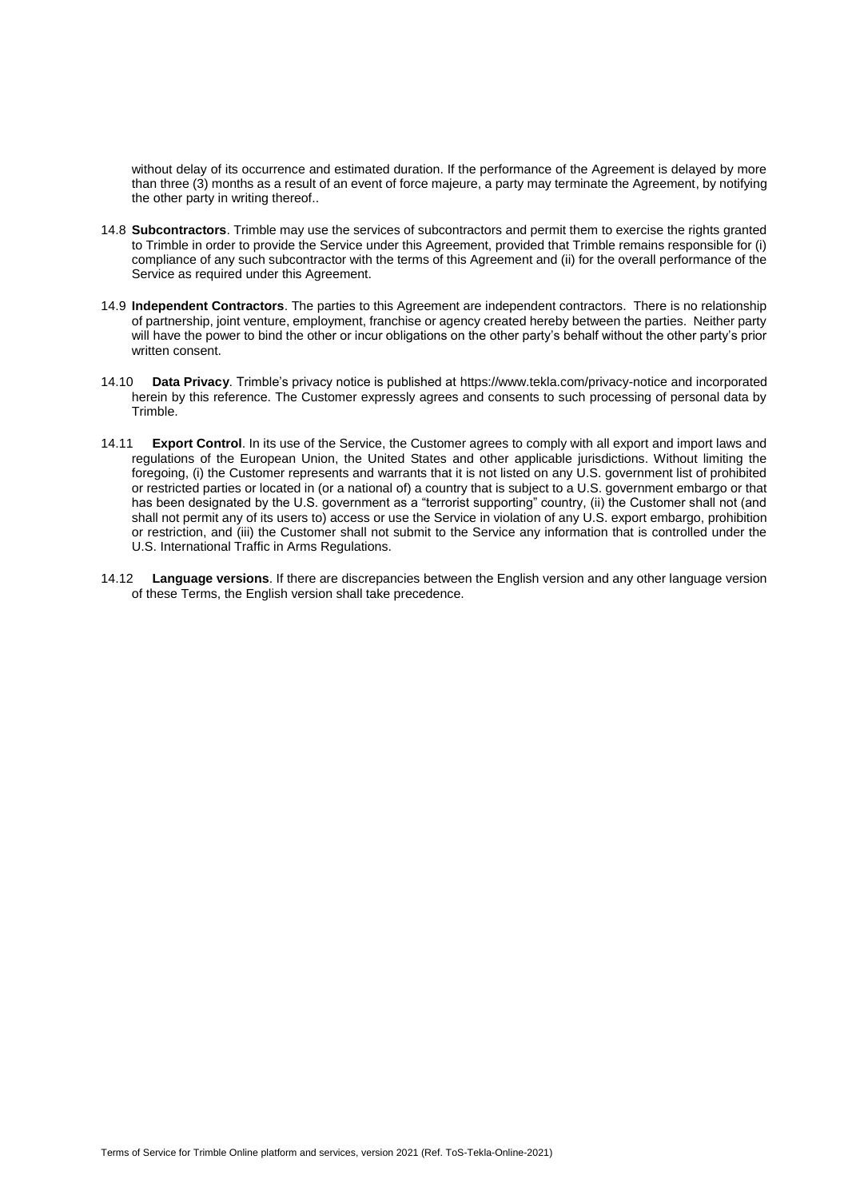without delay of its occurrence and estimated duration. If the performance of the Agreement is delayed by more than three (3) months as a result of an event of force majeure, a party may terminate the Agreement, by notifying the other party in writing thereof..

14.8 **Subcontractors**. Trimble may use the services of subcontractors and permit them to exercise the rights granted to Trimble in order to provide the Service under this Agreement, provided that Trimble remains responsible for (i) compliance of any such subcontractor with the terms of this Agreement and (ii) for the overall performance of the Service as required under this Agreement.

14.9 **Independent Contractors**. The parties to this Agreement are independent contractors. There is no relationship of partnership, joint venture, employment, franchise or agency created hereby between the parties. Neither party will have the power to bind the other or incur obligations on the other party's behalf without the other party's prior written consent.

14.10 **Data Privacy**. Trimble's privacy notice is published at https://www.tekla.com/privacy-notice and incorporated herein by this reference. The Customer expressly agrees and consents to such processing of personal data by Trimble.

14.11 **Export Control**. In its use of the Service, the Customer agrees to comply with all export and import laws and regulations of the European Union, the United States and other applicable jurisdictions. Without limiting the foregoing, (i) the Customer represents and warrants that it is not listed on any U.S. government list of prohibited or restricted parties or located in (or a national of) a country that is subject to a U.S. government embargo or that has been designated by the U.S. government as a "terrorist supporting" country, (ii) the Customer shall not (and shall not permit any of its users to) access or use the Service in violation of any U.S. export embargo, prohibition or restriction, and (iii) the Customer shall not submit to the Service any information that is controlled under the U.S. International Traffic in Arms Regulations.

14.12 **Language versions**. If there are discrepancies between the English version and any other language version of these Terms, the English version shall take precedence.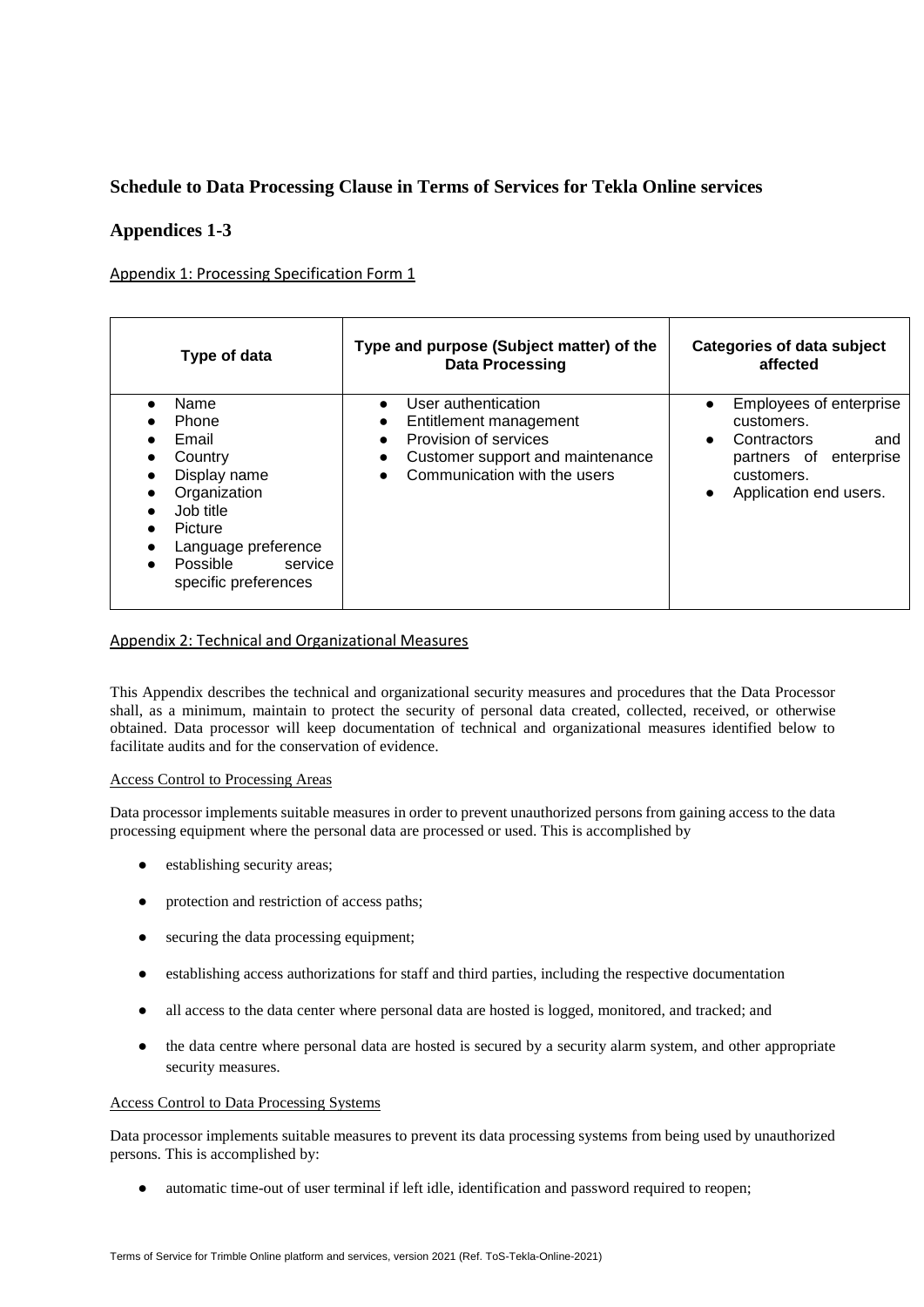# Schedule to Data Processing Clause in Terms of Services for Tekla Online services

## Appendices 1-3

Appendix 1: Processing Specification Form 1

| Type of data | Type and purpose (Subject matter) of the Data Processing | Categories of data subject affected |
|---|---|---|
| • Name<br>• Phone<br>• Email<br>• Country<br>• Display name<br>• Organization<br>• Job title<br>• Picture<br>• Language preference<br>• Possible service specific preferences | • User authentication<br>• Entitlement management<br>• Provision of services<br>• Customer support and maintenance<br>• Communication with the users | • Employees of enterprise customers.<br>• Contractors and partners of enterprise customers.<br>• Application end users. |

Appendix 2: Technical and Organizational Measures

This Appendix describes the technical and organizational security measures and procedures that the Data Processor shall, as a minimum, maintain to protect the security of personal data created, collected, received, or otherwise obtained. Data processor will keep documentation of technical and organizational measures identified below to facilitate audits and for the conservation of evidence.

Access Control to Processing Areas

Data processor implements suitable measures in order to prevent unauthorized persons from gaining access to the data processing equipment where the personal data are processed or used. This is accomplished by

- establishing security areas;
- protection and restriction of access paths;
- securing the data processing equipment;
- establishing access authorizations for staff and third parties, including the respective documentation
- all access to the data center where personal data are hosted is logged, monitored, and tracked; and
- the data centre where personal data are hosted is secured by a security alarm system, and other appropriate security measures.

Access Control to Data Processing Systems

Data processor implements suitable measures to prevent its data processing systems from being used by unauthorized persons. This is accomplished by:

- automatic time-out of user terminal if left idle, identification and password required to reopen;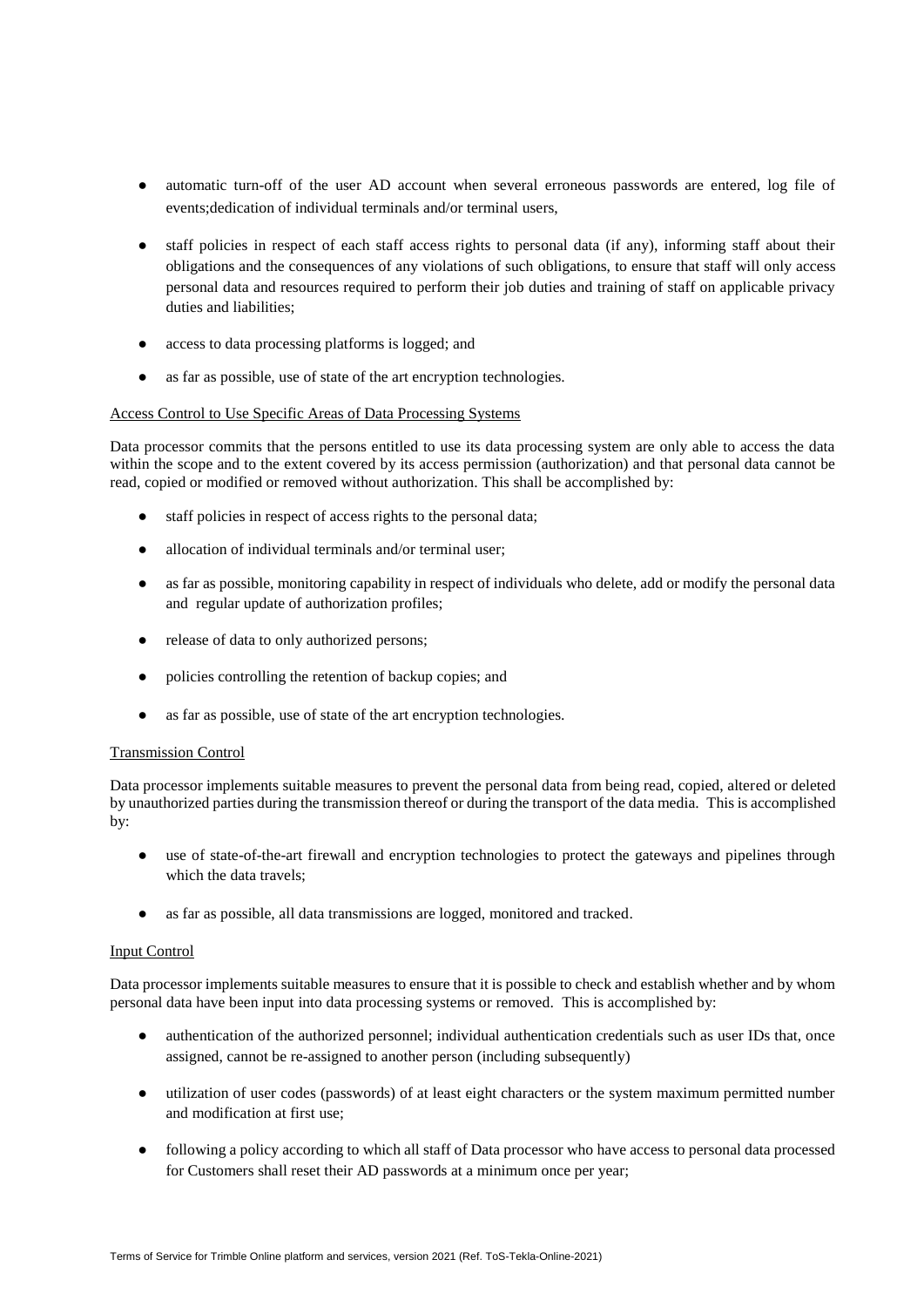- automatic turn-off of the user AD account when several erroneous passwords are entered, log file of events;dedication of individual terminals and/or terminal users,

- staff policies in respect of each staff access rights to personal data (if any), informing staff about their obligations and the consequences of any violations of such obligations, to ensure that staff will only access personal data and resources required to perform their job duties and training of staff on applicable privacy duties and liabilities;

- access to data processing platforms is logged; and

- as far as possible, use of state of the art encryption technologies.

<u>Access Control to Use Specific Areas of Data Processing Systems</u>

Data processor commits that the persons entitled to use its data processing system are only able to access the data within the scope and to the extent covered by its access permission (authorization) and that personal data cannot be read, copied or modified or removed without authorization. This shall be accomplished by:

- staff policies in respect of access rights to the personal data;

- allocation of individual terminals and/or terminal user;

- as far as possible, monitoring capability in respect of individuals who delete, add or modify the personal data and regular update of authorization profiles;

- release of data to only authorized persons;

- policies controlling the retention of backup copies; and

- as far as possible, use of state of the art encryption technologies.

<u>Transmission Control</u>

Data processor implements suitable measures to prevent the personal data from being read, copied, altered or deleted by unauthorized parties during the transmission thereof or during the transport of the data media. This is accomplished by:

- use of state-of-the-art firewall and encryption technologies to protect the gateways and pipelines through which the data travels;

- as far as possible, all data transmissions are logged, monitored and tracked.

<u>Input Control</u>

Data processor implements suitable measures to ensure that it is possible to check and establish whether and by whom personal data have been input into data processing systems or removed. This is accomplished by:

- authentication of the authorized personnel; individual authentication credentials such as user IDs that, once assigned, cannot be re-assigned to another person (including subsequently)

- utilization of user codes (passwords) of at least eight characters or the system maximum permitted number and modification at first use;

- following a policy according to which all staff of Data processor who have access to personal data processed for Customers shall reset their AD passwords at a minimum once per year;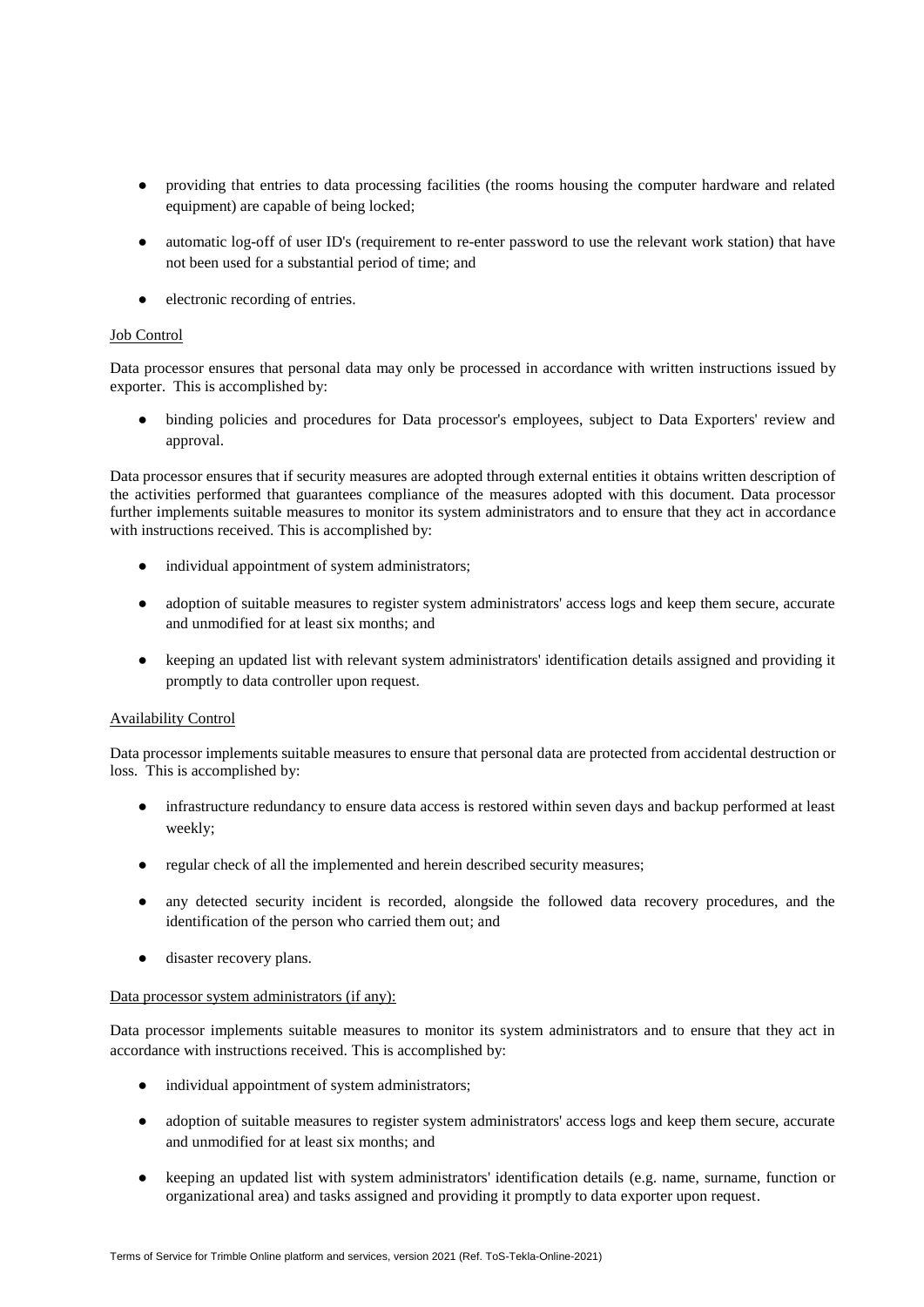- providing that entries to data processing facilities (the rooms housing the computer hardware and related equipment) are capable of being locked;
- automatic log-off of user ID's (requirement to re-enter password to use the relevant work station) that have not been used for a substantial period of time; and
- electronic recording of entries.

Job Control

Data processor ensures that personal data may only be processed in accordance with written instructions issued by exporter. This is accomplished by:

- binding policies and procedures for Data processor's employees, subject to Data Exporters' review and approval.

Data processor ensures that if security measures are adopted through external entities it obtains written description of the activities performed that guarantees compliance of the measures adopted with this document. Data processor further implements suitable measures to monitor its system administrators and to ensure that they act in accordance with instructions received. This is accomplished by:

- individual appointment of system administrators;
- adoption of suitable measures to register system administrators' access logs and keep them secure, accurate and unmodified for at least six months; and
- keeping an updated list with relevant system administrators' identification details assigned and providing it promptly to data controller upon request.

Availability Control

Data processor implements suitable measures to ensure that personal data are protected from accidental destruction or loss. This is accomplished by:

- infrastructure redundancy to ensure data access is restored within seven days and backup performed at least weekly;
- regular check of all the implemented and herein described security measures;
- any detected security incident is recorded, alongside the followed data recovery procedures, and the identification of the person who carried them out; and
- disaster recovery plans.

Data processor system administrators (if any):

Data processor implements suitable measures to monitor its system administrators and to ensure that they act in accordance with instructions received. This is accomplished by:

- individual appointment of system administrators;
- adoption of suitable measures to register system administrators' access logs and keep them secure, accurate and unmodified for at least six months; and
- keeping an updated list with system administrators' identification details (e.g. name, surname, function or organizational area) and tasks assigned and providing it promptly to data exporter upon request.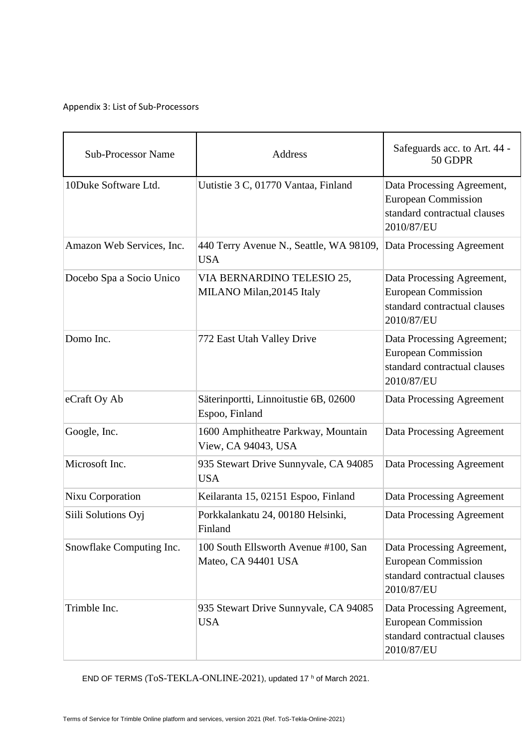Appendix 3: List of Sub-Processors

| Sub-Processor Name | Address | Safeguards acc. to Art. 44 - 50 GDPR |
| --- | --- | --- |
| 10Duke Software Ltd. | Uutistie 3 C, 01770 Vantaa, Finland | Data Processing Agreement, European Commission standard contractual clauses 2010/87/EU |
| Amazon Web Services, Inc. | 440 Terry Avenue N., Seattle, WA 98109, USA | Data Processing Agreement |
| Docebo Spa a Socio Unico | VIA BERNARDINO TELESIO 25, MILANO Milan,20145 Italy | Data Processing Agreement, European Commission standard contractual clauses 2010/87/EU |
| Domo Inc. | 772 East Utah Valley Drive | Data Processing Agreement; European Commission standard contractual clauses 2010/87/EU |
| eCraft Oy Ab | Säterinportti, Linnoitustie 6B, 02600 Espoo, Finland | Data Processing Agreement |
| Google, Inc. | 1600 Amphitheatre Parkway, Mountain View, CA 94043, USA | Data Processing Agreement |
| Microsoft Inc. | 935 Stewart Drive Sunnyvale, CA 94085 USA | Data Processing Agreement |
| Nixu Corporation | Keilaranta 15, 02151 Espoo, Finland | Data Processing Agreement |
| Siili Solutions Oyj | Porkkalankatu 24, 00180 Helsinki, Finland | Data Processing Agreement |
| Snowflake Computing Inc. | 100 South Ellsworth Avenue #100, San Mateo, CA 94401 USA | Data Processing Agreement, European Commission standard contractual clauses 2010/87/EU |
| Trimble Inc. | 935 Stewart Drive Sunnyvale, CA 94085 USA | Data Processing Agreement, European Commission standard contractual clauses 2010/87/EU |

END OF TERMS (ToS-TEKLA-ONLINE-2021), updated 17 h of March 2021.